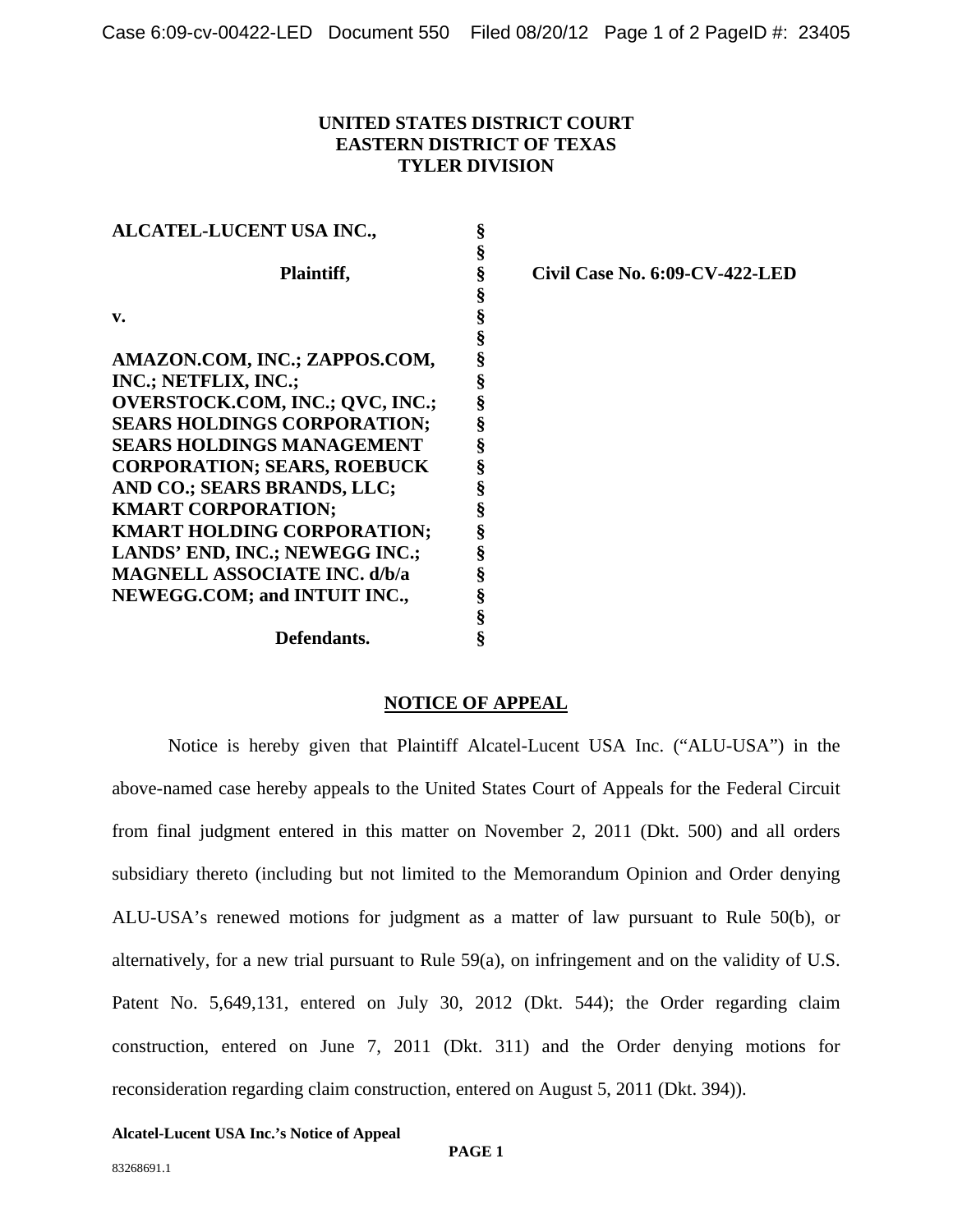**UNITED STATES DISTRICT COURT**
**EASTERN DISTRICT OF TEXAS**
**TYLER DIVISION**

| | | |
|---|---|---|
| **ALCATEL-LUCENT USA INC.,** | § | |
| | § | |
| **Plaintiff,** | § | **Civil Case No. 6:09-CV-422-LED** |
| | § | |
| **v.** | § | |
| | § | |
| **AMAZON.COM, INC.; ZAPPOS.COM, INC.; NETFLIX, INC.; OVERSTOCK.COM, INC.; QVC, INC.; SEARS HOLDINGS CORPORATION; SEARS HOLDINGS MANAGEMENT CORPORATION; SEARS, ROEBUCK AND CO.; SEARS BRANDS, LLC; KMART CORPORATION; KMART HOLDING CORPORATION; LANDS' END, INC.; NEWEGG INC.; MAGNELL ASSOCIATE INC. d/b/a NEWEGG.COM; and INTUIT INC.,** | § | |
| | § | |
| **Defendants.** | § | |

**NOTICE OF APPEAL**

Notice is hereby given that Plaintiff Alcatel-Lucent USA Inc. ("ALU-USA") in the above-named case hereby appeals to the United States Court of Appeals for the Federal Circuit from final judgment entered in this matter on November 2, 2011 (Dkt. 500) and all orders subsidiary thereto (including but not limited to the Memorandum Opinion and Order denying ALU-USA's renewed motions for judgment as a matter of law pursuant to Rule 50(b), or alternatively, for a new trial pursuant to Rule 59(a), on infringement and on the validity of U.S. Patent No. 5,649,131, entered on July 30, 2012 (Dkt. 544); the Order regarding claim construction, entered on June 7, 2011 (Dkt. 311) and the Order denying motions for reconsideration regarding claim construction, entered on August 5, 2011 (Dkt. 394)).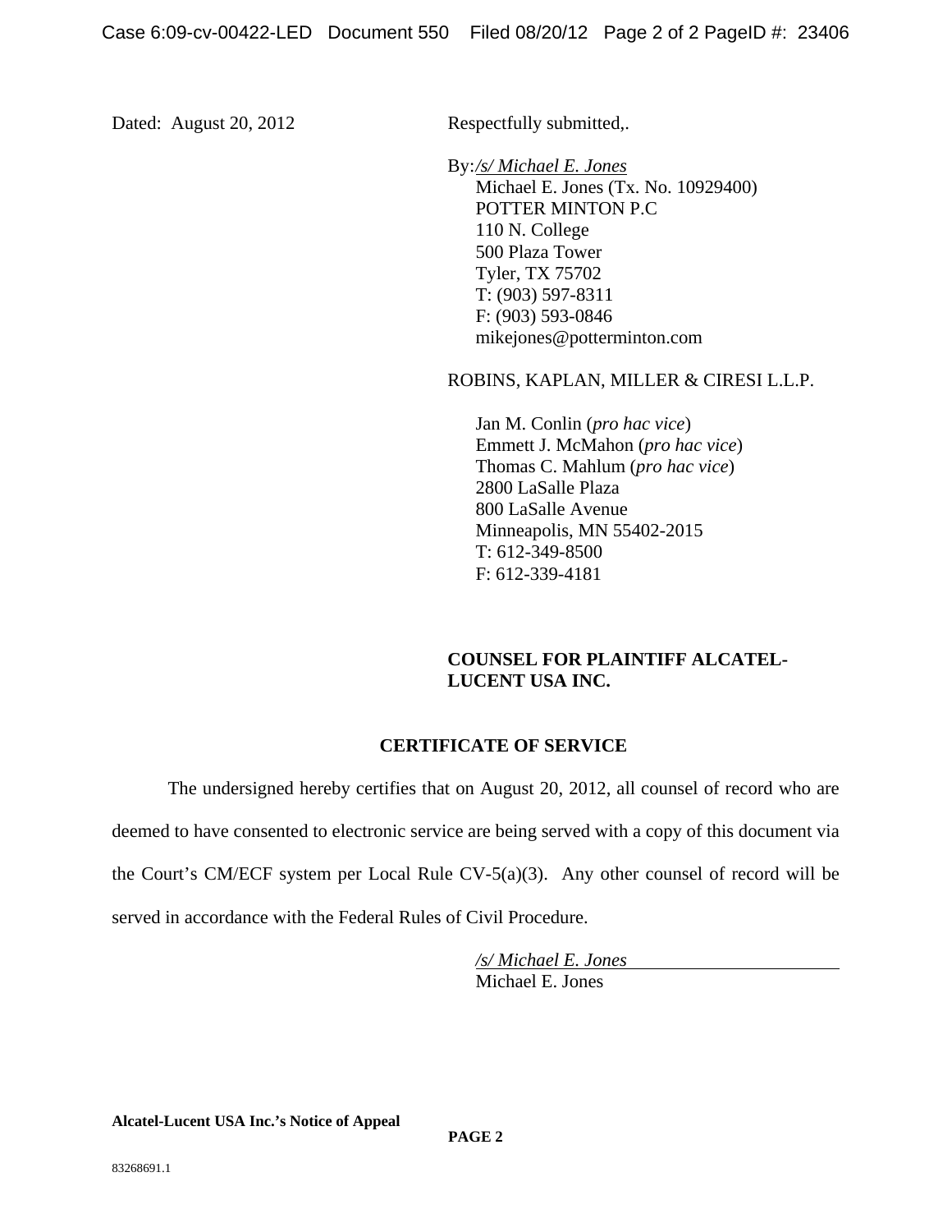Dated: August 20, 2012

Respectfully submitted,.

By:*/s/ Michael E. Jones*
Michael E. Jones (Tx. No. 10929400)
POTTER MINTON P.C
110 N. College
500 Plaza Tower
Tyler, TX 75702
T: (903) 597-8311
F: (903) 593-0846
mikejones@potterminton.com

ROBINS, KAPLAN, MILLER & CIRESI L.L.P.

Jan M. Conlin (*pro hac vice*)
Emmett J. McMahon (*pro hac vice*)
Thomas C. Mahlum (*pro hac vice*)
2800 LaSalle Plaza
800 LaSalle Avenue
Minneapolis, MN 55402-2015
T: 612-349-8500
F: 612-339-4181

**COUNSEL FOR PLAINTIFF ALCATEL-LUCENT USA INC.**

## CERTIFICATE OF SERVICE

The undersigned hereby certifies that on August 20, 2012, all counsel of record who are deemed to have consented to electronic service are being served with a copy of this document via the Court's CM/ECF system per Local Rule CV-5(a)(3). Any other counsel of record will be served in accordance with the Federal Rules of Civil Procedure.

*/s/ Michael E. Jones*
Michael E. Jones

**Alcatel-Lucent USA Inc.'s Notice of Appeal**

83268691.1